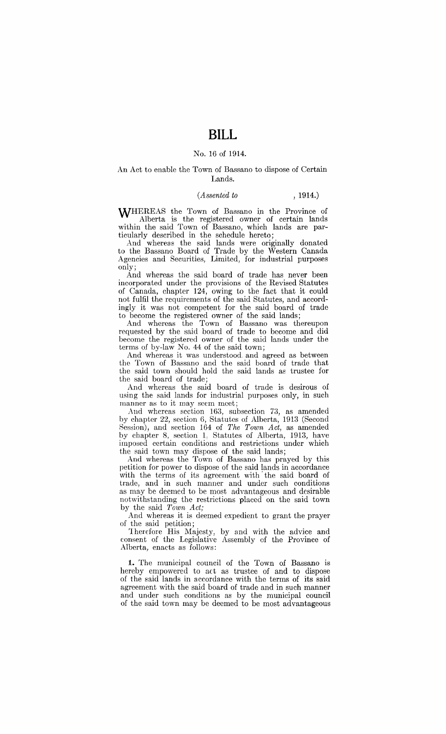# BILL

No. 16 of 1914.

An Act to enable the Town of Bassano to dispose of Certain Lands.

(*Assented to* , 1914.)

WHEREAS the Town of Bassano in the Province of Alberta is the registered owner of certain lands within the said Town of Bassano, which lands are particularly described in the schedule hereto;

And whereas the said lands were originally donated to the Bassano Board of Trade by the Western Canada Agencies and Securities, Limited, for industrial purposes only;

And whereas the said board of trade has never been incorporated under the provisions of the Revised Statutes of Canada, chapter 124, owing to the fact that it could not fulfil the requirements of the said Statutes, and accordingly it was not competent for the said board of trade to become the registered owner of the said lands;

And whereas the Town of Bassano was thereupon requested by the said board of trade to become and did become the registered owner of the said lands under the terms of by-law No. 44 of the said town;

And whereas it was understood and agreed as between the Town of Bassano and the said board of trade that the said town should hold the said lands as trustee for the said board of trade;

And whereas the said board of trade is desirous of using the said lands for industrial purposes only, in such manner as to it may seem meet;

And whereas section 163, subsection 73, as amended by chapter 22, section 6, Statutes of Alberta, 1913 (Second Session), and section 164 of *The Town Act*, as amended by chapter 8, section 1, Statutes of Alberta, 1913, have imposed certain conditions and restrictions under which the said town may dispose of the said lands;

And whereas the Town of Bassano has prayed by this petition for power to dispose of the said lands in accordance with the terms of its agreement with the said board of trade, and in such manner and under such conditions as may be deemed to be most advantageous and desirable notwithstanding the restrictions placed on the said town by the said *Town Act;*

And whereas it is deemed expedient to grant the prayer of the said petition;

Therefore His Majesty, by and with the advice and consent of the Legislative Assembly of the Province of Alberta, enacts as follows:

**1.** The municipal council of the Town of Bassano is hereby empowered to act as trustee of and to dispose of the said lands in accordance with the terms of its said agreement with the said board of trade and in such manner and under such conditions as by the municipal council of the said town may be deemed to be most advantageous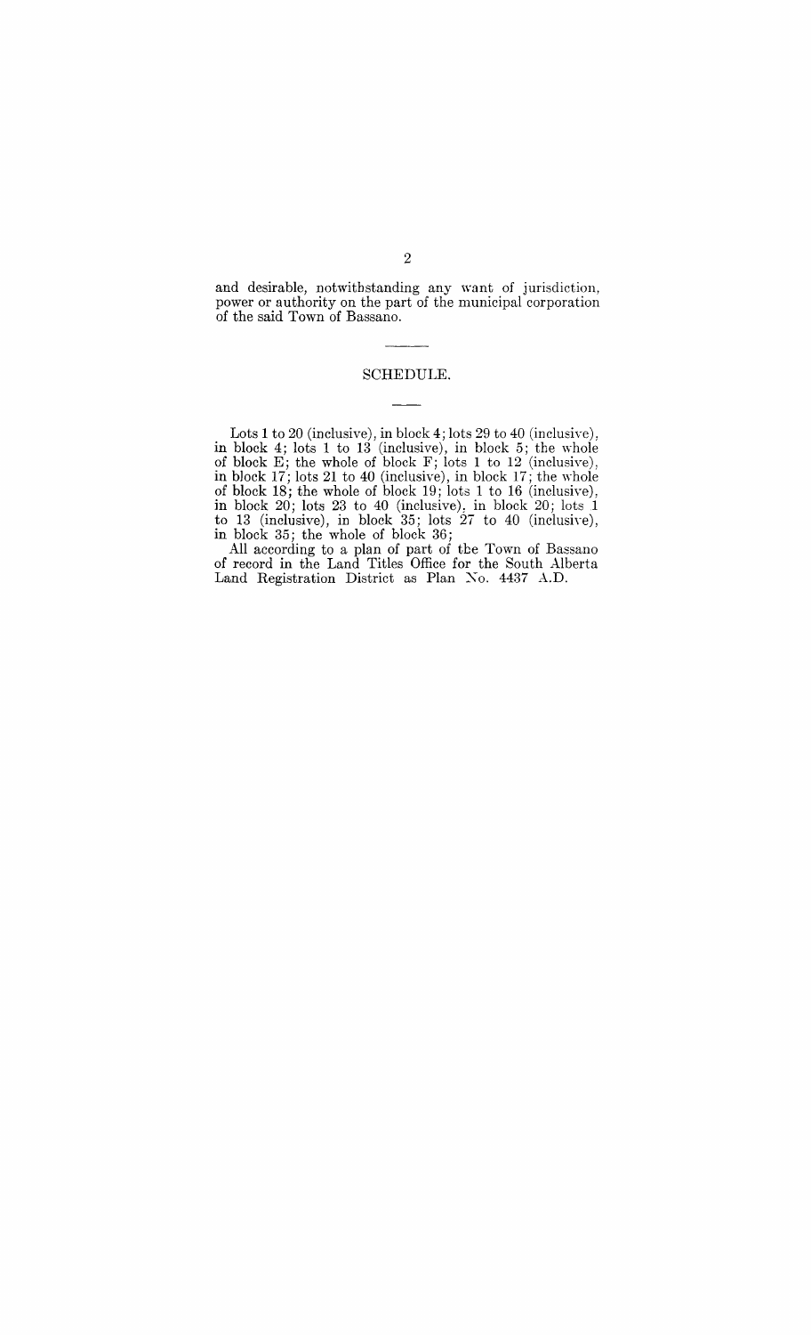and desirable, notwithstanding any want of jurisdiction, power or authority on the part of the municipal corporation of the said Town of Bassano.

## SCHEDULE.

Lots 1 to 20 (inclusive), in block 4; lots 29 to 40 (inclusive), in block 4; lots 1 to 13 (inclusive), in block 5; the whole of block E; the whole of block F; lots 1 to 12 (inclusive), in block 17; lots 21 to 40 (inclusive), in block 17; the whole of block 18; the whole of block 19; lots 1 to 16 (inclusive), in block 20; lots 23 to 40 (inclusive), in block 20; lots 1 to 13 (inclusive), in block 35; lots 27 to 40 (inclusive), in block 35; the whole of block 36;

All according to a plan of part of the Town of Bassano of record in the Land Titles Office for the South Alberta Land Registration District as Plan No. 4437 A.D.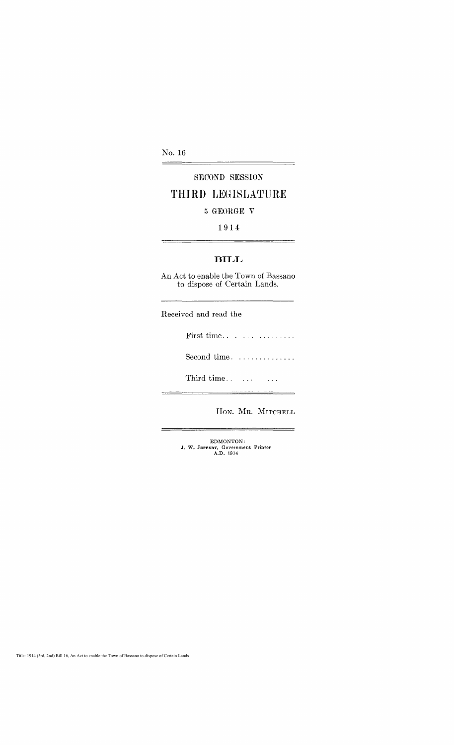No. 16

SECOND SESSION

# THIRD LEGISLATURE

5 GEORGE V

1914

## BILL

An Act to enable the Town of Bassano to dispose of Certain Lands.

Received and read the

First time.. . . . . . . . . . . . .

Second time. . . . . . . . . . . . . .

Third time.. . . . . . .

HON. MR. MITCHELL

EDMONTON:
J. W. JEFFERY, Government Printer
A.D. 1914

Title: 1914 (3rd, 2nd) Bill 16, An Act to enable the Town of Bassano to dispose of Certain Lands